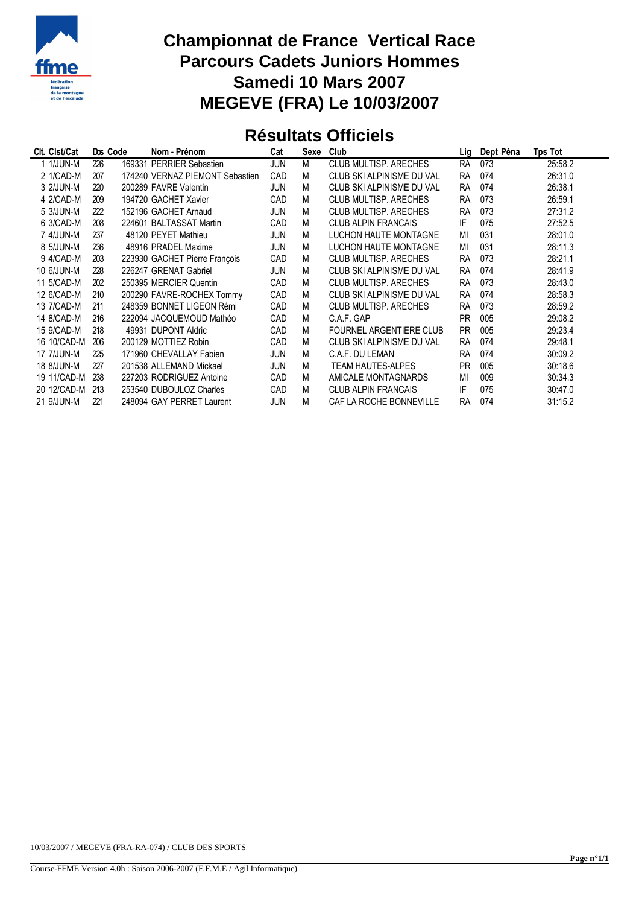# Championnat de France Vertical Race
# Parcours Cadets Juniors Hommes
# Samedi 10 Mars 2007
# MEGEVE (FRA) Le 10/03/2007

## Résultats Officiels

| Clt. | Clst/Cat | Dos | Code | Nom - Prénom | Cat | Sexe | Club | Lig | Dept | Péna | Tps Tot |
|---|---|---|---|---|---|---|---|---|---|---|---|
| 1 | 1/JUN-M | 226 | 169331 | PERRIER Sebastien | JUN | M | CLUB MULTISP. ARECHES | RA | 073 | | 25:58.2 |
| 2 | 1/CAD-M | 207 | 174240 | VERNAZ PIEMONT Sebastien | CAD | M | CLUB SKI ALPINISME DU VAL | RA | 074 | | 26:31.0 |
| 3 | 2/JUN-M | 220 | 200289 | FAVRE Valentin | JUN | M | CLUB SKI ALPINISME DU VAL | RA | 074 | | 26:38.1 |
| 4 | 2/CAD-M | 209 | 194720 | GACHET Xavier | CAD | M | CLUB MULTISP. ARECHES | RA | 073 | | 26:59.1 |
| 5 | 3/JUN-M | 222 | 152196 | GACHET Arnaud | JUN | M | CLUB MULTISP. ARECHES | RA | 073 | | 27:31.2 |
| 6 | 3/CAD-M | 208 | 224601 | BALTASSAT Martin | CAD | M | CLUB ALPIN FRANCAIS | IF | 075 | | 27:52.5 |
| 7 | 4/JUN-M | 237 | 48120 | PEYET Mathieu | JUN | M | LUCHON HAUTE MONTAGNE | MI | 031 | | 28:01.0 |
| 8 | 5/JUN-M | 236 | 48916 | PRADEL Maxime | JUN | M | LUCHON HAUTE MONTAGNE | MI | 031 | | 28:11.3 |
| 9 | 4/CAD-M | 203 | 223930 | GACHET Pierre François | CAD | M | CLUB MULTISP. ARECHES | RA | 073 | | 28:21.1 |
| 10 | 6/JUN-M | 228 | 226247 | GRENAT Gabriel | JUN | M | CLUB SKI ALPINISME DU VAL | RA | 074 | | 28:41.9 |
| 11 | 5/CAD-M | 202 | 250395 | MERCIER Quentin | CAD | M | CLUB MULTISP. ARECHES | RA | 073 | | 28:43.0 |
| 12 | 6/CAD-M | 210 | 200290 | FAVRE-ROCHEX Tommy | CAD | M | CLUB SKI ALPINISME DU VAL | RA | 074 | | 28:58.3 |
| 13 | 7/CAD-M | 211 | 248359 | BONNET LIGEON Rémi | CAD | M | CLUB MULTISP. ARECHES | RA | 073 | | 28:59.2 |
| 14 | 8/CAD-M | 216 | 222094 | JACQUEMOUD Mathéo | CAD | M | C.A.F. GAP | PR | 005 | | 29:08.2 |
| 15 | 9/CAD-M | 218 | 49931 | DUPONT Aldric | CAD | M | FOURNEL ARGENTIERE CLUB | PR | 005 | | 29:23.4 |
| 16 | 10/CAD-M | 206 | 200129 | MOTTIEZ Robin | CAD | M | CLUB SKI ALPINISME DU VAL | RA | 074 | | 29:48.1 |
| 17 | 7/JUN-M | 225 | 171960 | CHEVALLAY Fabien | JUN | M | C.A.F. DU LEMAN | RA | 074 | | 30:09.2 |
| 18 | 8/JUN-M | 227 | 201538 | ALLEMAND Mickael | JUN | M | TEAM HAUTES-ALPES | PR | 005 | | 30:18.6 |
| 19 | 11/CAD-M | 238 | 227203 | RODRIGUEZ Antoine | CAD | M | AMICALE MONTAGNARDS | MI | 009 | | 30:34.3 |
| 20 | 12/CAD-M | 213 | 253540 | DUBOULOZ Charles | CAD | M | CLUB ALPIN FRANCAIS | IF | 075 | | 30:47.0 |
| 21 | 9/JUN-M | 221 | 248094 | GAY PERRET Laurent | JUN | M | CAF LA ROCHE BONNEVILLE | RA | 074 | | 31:15.2 |

10/03/2007 / MEGEVE (FRA-RA-074) / CLUB DES SPORTS

Course-FFME Version 4.0h : Saison 2006-2007 (F.F.M.E / Agil Informatique)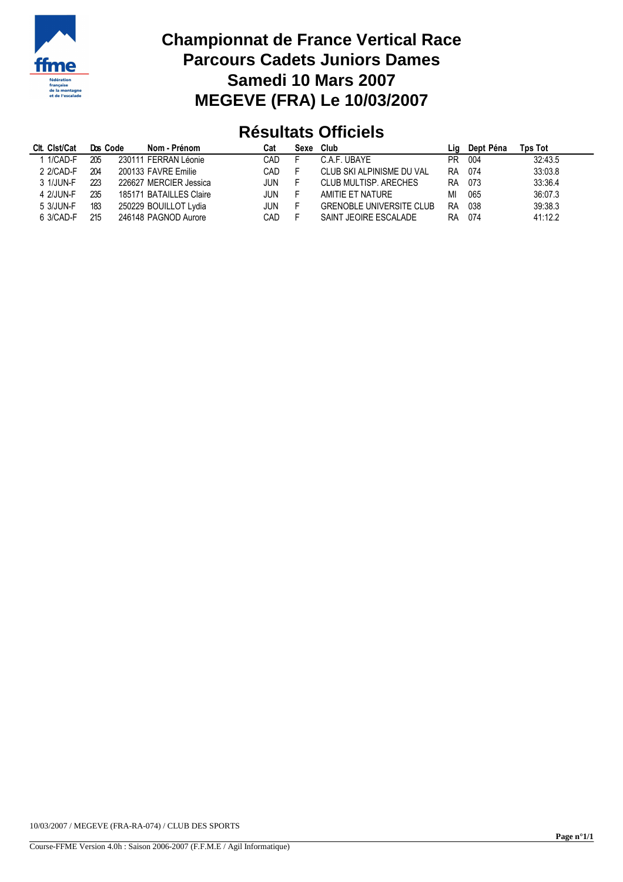# Championnat de France Vertical Race
# Parcours Cadets Juniors Dames
# Samedi 10 Mars 2007
# MEGEVE (FRA) Le 10/03/2007

## Résultats Officiels

| Clt. | Clst/Cat | Dos | Code | Nom - Prénom | Cat | Sexe | Club | Lig | Dept | Péna | Tps Tot |
|---|---|---|---|---|---|---|---|---|---|---|---|
| 1 | 1/CAD-F | 205 | 230111 | FERRAN Léonie | CAD | F | C.A.F. UBAYE | PR | 004 | | 32:43.5 |
| 2 | 2/CAD-F | 204 | 200133 | FAVRE Emilie | CAD | F | CLUB SKI ALPINISME DU VAL | RA | 074 | | 33:03.8 |
| 3 | 1/JUN-F | 223 | 226627 | MERCIER Jessica | JUN | F | CLUB MULTISP. ARECHES | RA | 073 | | 33:36.4 |
| 4 | 2/JUN-F | 235 | 185171 | BATAILLES Claire | JUN | F | AMITIE ET NATURE | MI | 065 | | 36:07.3 |
| 5 | 3/JUN-F | 183 | 250229 | BOUILLOT Lydia | JUN | F | GRENOBLE UNIVERSITE CLUB | RA | 038 | | 39:38.3 |
| 6 | 3/CAD-F | 215 | 246148 | PAGNOD Aurore | CAD | F | SAINT JEOIRE ESCALADE | RA | 074 | | 41:12.2 |

10/03/2007 / MEGEVE (FRA-RA-074) / CLUB DES SPORTS

Course-FFME Version 4.0h : Saison 2006-2007 (F.F.M.E / Agil Informatique)